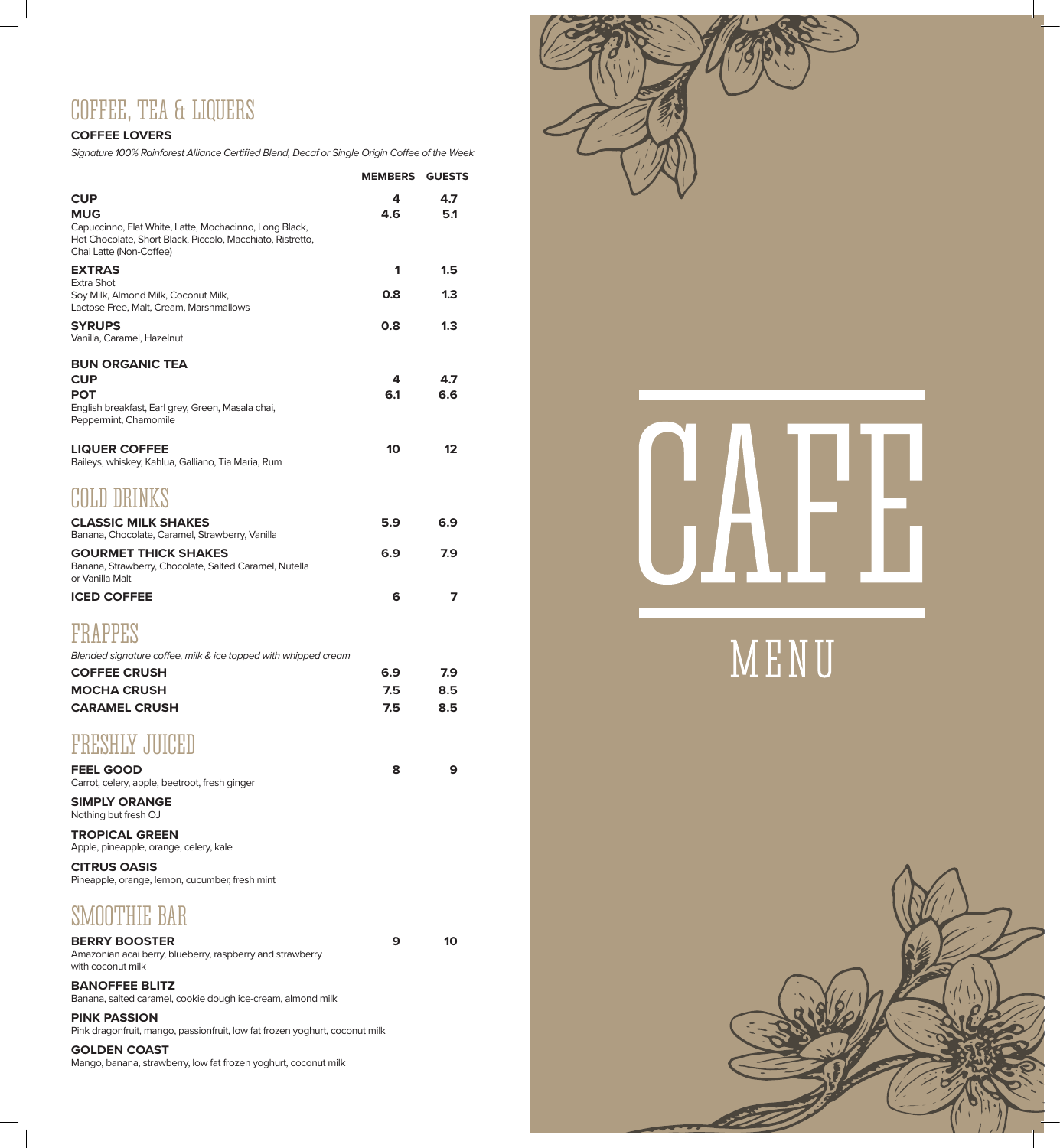# COFFEE, TEA & LIQUERS

**COFFEE LOVERS**

*Signature 100% Rainforest Alliance Certified Blend, Decaf or Single Origin Coffee of the Week*

| | MEMBERS | GUESTS |
|---|---|---|
| **CUP** | 4 | 4.7 |
| **MUG** | 4.6 | 5.1 |
| Capuccinno, Flat White, Latte, Mochacinno, Long Black, Hot Chocolate, Short Black, Piccolo, Macchiato, Ristretto, Chai Latte (Non-Coffee) | | |
| **EXTRAS** | | |
| Extra Shot | 1 | 1.5 |
| Soy Milk, Almond Milk, Coconut Milk, Lactose Free, Malt, Cream, Marshmallows | 0.8 | 1.3 |
| **SYRUPS** Vanilla, Caramel, Hazelnut | 0.8 | 1.3 |
| **BUN ORGANIC TEA** | | |
| **CUP** | 4 | 4.7 |
| **POT** | 6.1 | 6.6 |
| English breakfast, Earl grey, Green, Masala chai, Peppermint, Chamomile | | |
| **LIQUER COFFEE** Baileys, whiskey, Kahlua, Galliano, Tia Maria, Rum | 10 | 12 |

# COLD DRINKS

| | MEMBERS | GUESTS |
|---|---|---|
| **CLASSIC MILK SHAKES** Banana, Chocolate, Caramel, Strawberry, Vanilla | 5.9 | 6.9 |
| **GOURMET THICK SHAKES** Banana, Strawberry, Chocolate, Salted Caramel, Nutella or Vanilla Malt | 6.9 | 7.9 |
| **ICED COFFEE** | 6 | 7 |

# FRAPPES

*Blended signature coffee, milk & ice topped with whipped cream*

| | MEMBERS | GUESTS |
|---|---|---|
| **COFFEE CRUSH** | 6.9 | 7.9 |
| **MOCHA CRUSH** | 7.5 | 8.5 |
| **CARAMEL CRUSH** | 7.5 | 8.5 |

# FRESHLY JUICED

| | MEMBERS | GUESTS |
|---|---|---|
| **FEEL GOOD** Carrot, celery, apple, beetroot, fresh ginger | 8 | 9 |

**SIMPLY ORANGE**
Nothing but fresh OJ

**TROPICAL GREEN**
Apple, pineapple, orange, celery, kale

**CITRUS OASIS**
Pineapple, orange, lemon, cucumber, fresh mint

# SMOOTHIE BAR

| | MEMBERS | GUESTS |
|---|---|---|
| **BERRY BOOSTER** Amazonian acai berry, blueberry, raspberry and strawberry with coconut milk | 9 | 10 |

**BANOFFEE BLITZ**
Banana, salted caramel, cookie dough ice-cream, almond milk

**PINK PASSION**
Pink dragonfruit, mango, passionfruit, low fat frozen yoghurt, coconut milk

**GOLDEN COAST**
Mango, banana, strawberry, low fat frozen yoghurt, coconut milk

# CAFE

## MENU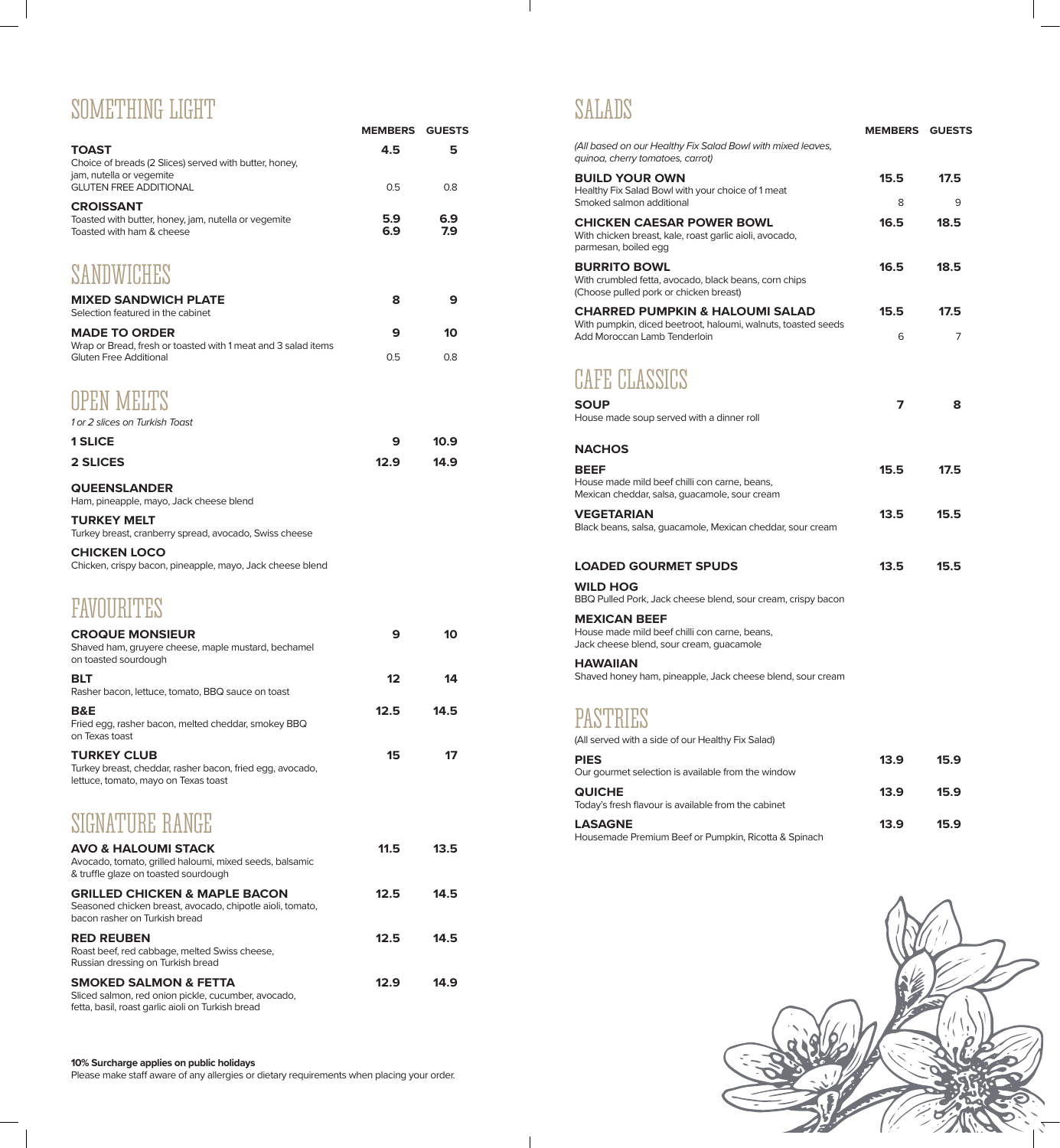# SOMETHING LIGHT

| | MEMBERS | GUESTS |
|---|---|---|
| **TOAST**<br>Choice of breads (2 Slices) served with butter, honey, jam, nutella or vegemite | **4.5** | **5** |
| GLUTEN FREE ADDITIONAL | 0.5 | 0.8 |
| **CROISSANT**<br>Toasted with butter, honey, jam, nutella or vegemite | **5.9** | **6.9** |
| Toasted with ham & cheese | **6.9** | **7.9** |

# SANDWICHES

| | | |
|---|---|---|
| **MIXED SANDWICH PLATE**<br>Selection featured in the cabinet | **8** | **9** |
| **MADE TO ORDER**<br>Wrap or Bread, fresh or toasted with 1 meat and 3 salad items | **9** | **10** |
| Gluten Free Additional | 0.5 | 0.8 |

# OPEN MELTS

*1 or 2 slices on Turkish Toast*

| | | |
|---|---|---|
| **1 SLICE** | **9** | **10.9** |
| **2 SLICES** | **12.9** | **14.9** |

**QUEENSLANDER**
Ham, pineapple, mayo, Jack cheese blend

**TURKEY MELT**
Turkey breast, cranberry spread, avocado, Swiss cheese

**CHICKEN LOCO**
Chicken, crispy bacon, pineapple, mayo, Jack cheese blend

# FAVOURITES

| | | |
|---|---|---|
| **CROQUE MONSIEUR**<br>Shaved ham, gruyere cheese, maple mustard, bechamel on toasted sourdough | **9** | **10** |
| **BLT**<br>Rasher bacon, lettuce, tomato, BBQ sauce on toast | **12** | **14** |
| **B&E**<br>Fried egg, rasher bacon, melted cheddar, smokey BBQ on Texas toast | **12.5** | **14.5** |
| **TURKEY CLUB**<br>Turkey breast, cheddar, rasher bacon, fried egg, avocado, lettuce, tomato, mayo on Texas toast | **15** | **17** |

# SIGNATURE RANGE

| | | |
|---|---|---|
| **AVO & HALOUMI STACK**<br>Avocado, tomato, grilled haloumi, mixed seeds, balsamic & truffle glaze on toasted sourdough | **11.5** | **13.5** |
| **GRILLED CHICKEN & MAPLE BACON**<br>Seasoned chicken breast, avocado, chipotle aioli, tomato, bacon rasher on Turkish bread | **12.5** | **14.5** |
| **RED REUBEN**<br>Roast beef, red cabbage, melted Swiss cheese, Russian dressing on Turkish bread | **12.5** | **14.5** |
| **SMOKED SALMON & FETTA**<br>Sliced salmon, red onion pickle, cucumber, avocado, fetta, basil, roast garlic aioli on Turkish bread | **12.9** | **14.9** |

**10% Surcharge applies on public holidays**
Please make staff aware of any allergies or dietary requirements when placing your order.

# SALADS

*(All based on our Healthy Fix Salad Bowl with mixed leaves, quinoa, cherry tomatoes, carrot)*

| | MEMBERS | GUESTS |
|---|---|---|
| **BUILD YOUR OWN**<br>Healthy Fix Salad Bowl with your choice of 1 meat | **15.5** | **17.5** |
| Smoked salmon additional | 8 | 9 |
| **CHICKEN CAESAR POWER BOWL**<br>With chicken breast, kale, roast garlic aioli, avocado, parmesan, boiled egg | **16.5** | **18.5** |
| **BURRITO BOWL**<br>With crumbled fetta, avocado, black beans, corn chips (Choose pulled pork or chicken breast) | **16.5** | **18.5** |
| **CHARRED PUMPKIN & HALOUMI SALAD**<br>With pumpkin, diced beetroot, haloumi, walnuts, toasted seeds | **15.5** | **17.5** |
| Add Moroccan Lamb Tenderloin | 6 | 7 |

# CAFE CLASSICS

| | | |
|---|---|---|
| **SOUP**<br>House made soup served with a dinner roll | **7** | **8** |

**NACHOS**

| | | |
|---|---|---|
| **BEEF**<br>House made mild beef chilli con carne, beans, Mexican cheddar, salsa, guacamole, sour cream | **15.5** | **17.5** |
| **VEGETARIAN**<br>Black beans, salsa, guacamole, Mexican cheddar, sour cream | **13.5** | **15.5** |
| **LOADED GOURMET SPUDS** | **13.5** | **15.5** |

**WILD HOG**
BBQ Pulled Pork, Jack cheese blend, sour cream, crispy bacon

**MEXICAN BEEF**
House made mild beef chilli con carne, beans, Jack cheese blend, sour cream, guacamole

**HAWAIIAN**
Shaved honey ham, pineapple, Jack cheese blend, sour cream

# PASTRIES

(All served with a side of our Healthy Fix Salad)

| | | |
|---|---|---|
| **PIES**<br>Our gourmet selection is available from the window | **13.9** | **15.9** |
| **QUICHE**<br>Today's fresh flavour is available from the cabinet | **13.9** | **15.9** |
| **LASAGNE**<br>Housemade Premium Beef or Pumpkin, Ricotta & Spinach | **13.9** | **15.9** |